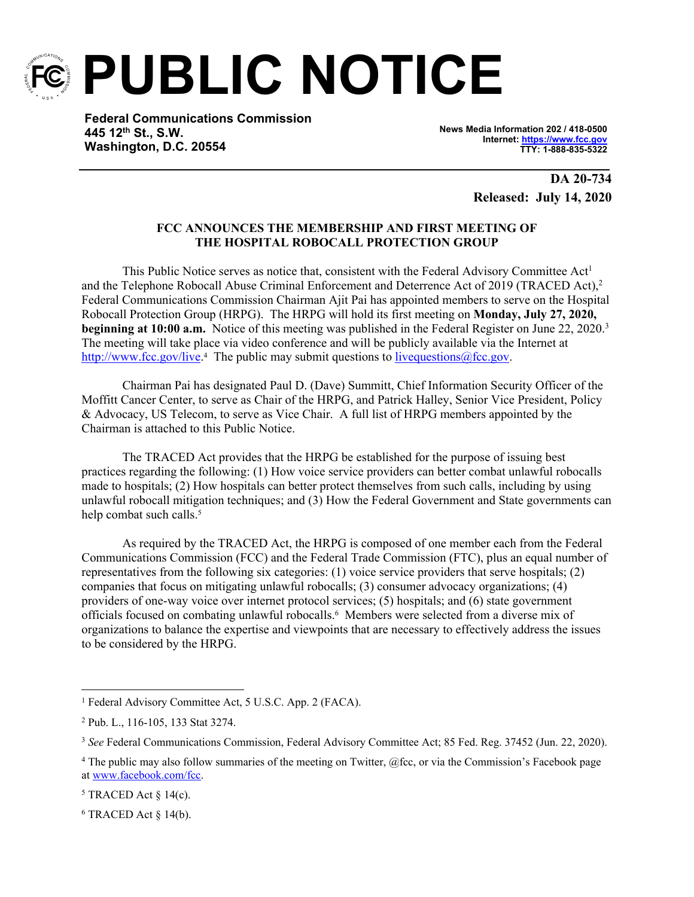# PUBLIC NOTICE

**Federal Communications Commission**
**445 12th St., S.W.**
**Washington, D.C. 20554**

**News Media Information 202 / 418-0500**
**Internet: https://www.fcc.gov**
**TTY: 1-888-835-5322**

**DA 20-734**
**Released: July 14, 2020**

**FCC ANNOUNCES THE MEMBERSHIP AND FIRST MEETING OF THE HOSPITAL ROBOCALL PROTECTION GROUP**

This Public Notice serves as notice that, consistent with the Federal Advisory Committee Act[1] and the Telephone Robocall Abuse Criminal Enforcement and Deterrence Act of 2019 (TRACED Act),[2] Federal Communications Commission Chairman Ajit Pai has appointed members to serve on the Hospital Robocall Protection Group (HRPG). The HRPG will hold its first meeting on **Monday, July 27, 2020, beginning at 10:00 a.m.** Notice of this meeting was published in the Federal Register on June 22, 2020.[3] The meeting will take place via video conference and will be publicly available via the Internet at http://www.fcc.gov/live.[4] The public may submit questions to livequestions@fcc.gov.

Chairman Pai has designated Paul D. (Dave) Summitt, Chief Information Security Officer of the Moffitt Cancer Center, to serve as Chair of the HRPG, and Patrick Halley, Senior Vice President, Policy & Advocacy, US Telecom, to serve as Vice Chair. A full list of HRPG members appointed by the Chairman is attached to this Public Notice.

The TRACED Act provides that the HRPG be established for the purpose of issuing best practices regarding the following: (1) How voice service providers can better combat unlawful robocalls made to hospitals; (2) How hospitals can better protect themselves from such calls, including by using unlawful robocall mitigation techniques; and (3) How the Federal Government and State governments can help combat such calls.[5]

As required by the TRACED Act, the HRPG is composed of one member each from the Federal Communications Commission (FCC) and the Federal Trade Commission (FTC), plus an equal number of representatives from the following six categories: (1) voice service providers that serve hospitals; (2) companies that focus on mitigating unlawful robocalls; (3) consumer advocacy organizations; (4) providers of one-way voice over internet protocol services; (5) hospitals; and (6) state government officials focused on combating unlawful robocalls.[6] Members were selected from a diverse mix of organizations to balance the expertise and viewpoints that are necessary to effectively address the issues to be considered by the HRPG.

---

[1] Federal Advisory Committee Act, 5 U.S.C. App. 2 (FACA).

[2] Pub. L., 116-105, 133 Stat 3274.

[3] *See* Federal Communications Commission, Federal Advisory Committee Act; 85 Fed. Reg. 37452 (Jun. 22, 2020).

[4] The public may also follow summaries of the meeting on Twitter, @fcc, or via the Commission's Facebook page at www.facebook.com/fcc.

[5] TRACED Act § 14(c).

[6] TRACED Act § 14(b).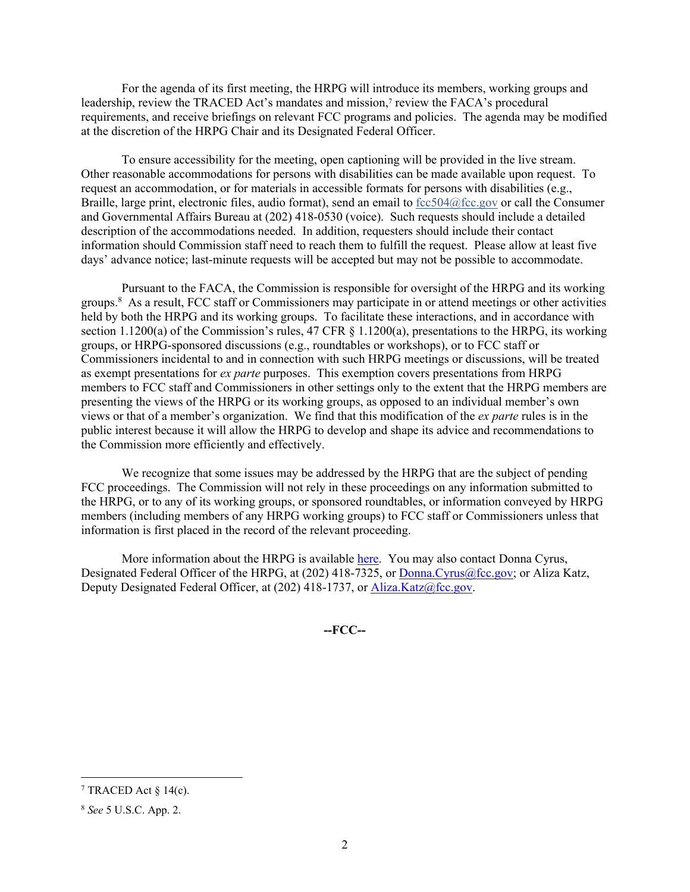For the agenda of its first meeting, the HRPG will introduce its members, working groups and leadership, review the TRACED Act's mandates and mission,[7] review the FACA's procedural requirements, and receive briefings on relevant FCC programs and policies. The agenda may be modified at the discretion of the HRPG Chair and its Designated Federal Officer.

To ensure accessibility for the meeting, open captioning will be provided in the live stream. Other reasonable accommodations for persons with disabilities can be made available upon request. To request an accommodation, or for materials in accessible formats for persons with disabilities (e.g., Braille, large print, electronic files, audio format), send an email to fcc504@fcc.gov or call the Consumer and Governmental Affairs Bureau at (202) 418-0530 (voice). Such requests should include a detailed description of the accommodations needed. In addition, requesters should include their contact information should Commission staff need to reach them to fulfill the request. Please allow at least five days' advance notice; last-minute requests will be accepted but may not be possible to accommodate.

Pursuant to the FACA, the Commission is responsible for oversight of the HRPG and its working groups.[8] As a result, FCC staff or Commissioners may participate in or attend meetings or other activities held by both the HRPG and its working groups. To facilitate these interactions, and in accordance with section 1.1200(a) of the Commission's rules, 47 CFR § 1.1200(a), presentations to the HRPG, its working groups, or HRPG-sponsored discussions (e.g., roundtables or workshops), or to FCC staff or Commissioners incidental to and in connection with such HRPG meetings or discussions, will be treated as exempt presentations for *ex parte* purposes. This exemption covers presentations from HRPG members to FCC staff and Commissioners in other settings only to the extent that the HRPG members are presenting the views of the HRPG or its working groups, as opposed to an individual member's own views or that of a member's organization. We find that this modification of the *ex parte* rules is in the public interest because it will allow the HRPG to develop and shape its advice and recommendations to the Commission more efficiently and effectively.

We recognize that some issues may be addressed by the HRPG that are the subject of pending FCC proceedings. The Commission will not rely in these proceedings on any information submitted to the HRPG, or to any of its working groups, or sponsored roundtables, or information conveyed by HRPG members (including members of any HRPG working groups) to FCC staff or Commissioners unless that information is first placed in the record of the relevant proceeding.

More information about the HRPG is available here. You may also contact Donna Cyrus, Designated Federal Officer of the HRPG, at (202) 418-7325, or Donna.Cyrus@fcc.gov; or Aliza Katz, Deputy Designated Federal Officer, at (202) 418-1737, or Aliza.Katz@fcc.gov.

**--FCC--**

---

[7] TRACED Act § 14(c).

[8] *See* 5 U.S.C. App. 2.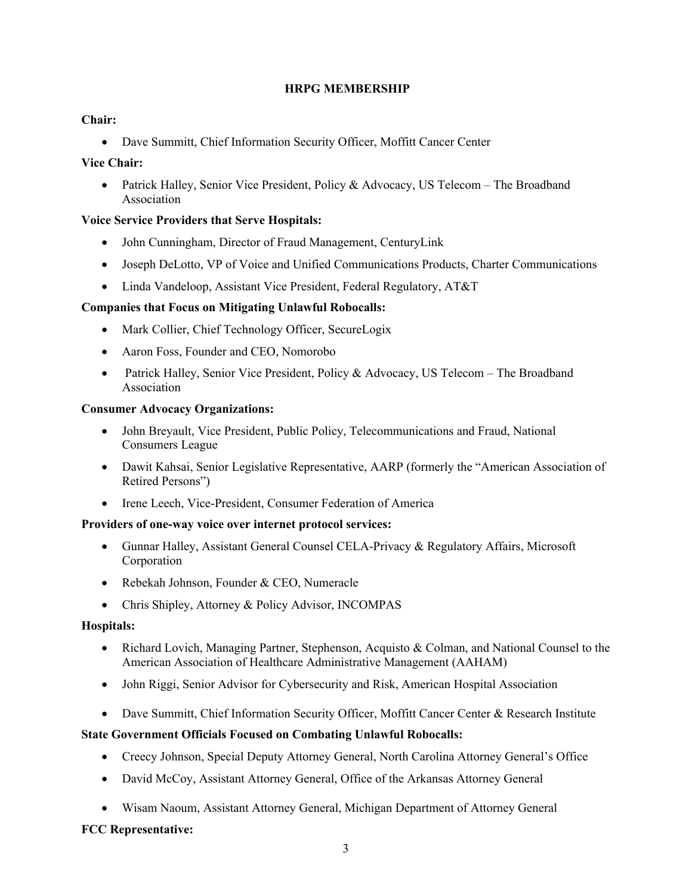## HRPG MEMBERSHIP

**Chair:**

- Dave Summitt, Chief Information Security Officer, Moffitt Cancer Center

**Vice Chair:**

- Patrick Halley, Senior Vice President, Policy & Advocacy, US Telecom – The Broadband Association

**Voice Service Providers that Serve Hospitals:**

- John Cunningham, Director of Fraud Management, CenturyLink
- Joseph DeLotto, VP of Voice and Unified Communications Products, Charter Communications
- Linda Vandeloop, Assistant Vice President, Federal Regulatory, AT&T

**Companies that Focus on Mitigating Unlawful Robocalls:**

- Mark Collier, Chief Technology Officer, SecureLogix
- Aaron Foss, Founder and CEO, Nomorobo
- Patrick Halley, Senior Vice President, Policy & Advocacy, US Telecom – The Broadband Association

**Consumer Advocacy Organizations:**

- John Breyault, Vice President, Public Policy, Telecommunications and Fraud, National Consumers League
- Dawit Kahsai, Senior Legislative Representative, AARP (formerly the "American Association of Retired Persons")
- Irene Leech, Vice-President, Consumer Federation of America

**Providers of one-way voice over internet protocol services:**

- Gunnar Halley, Assistant General Counsel CELA-Privacy & Regulatory Affairs, Microsoft Corporation
- Rebekah Johnson, Founder & CEO, Numeracle
- Chris Shipley, Attorney & Policy Advisor, INCOMPAS

**Hospitals:**

- Richard Lovich, Managing Partner, Stephenson, Acquisto & Colman, and National Counsel to the American Association of Healthcare Administrative Management (AAHAM)
- John Riggi, Senior Advisor for Cybersecurity and Risk, American Hospital Association
- Dave Summitt, Chief Information Security Officer, Moffitt Cancer Center & Research Institute

**State Government Officials Focused on Combating Unlawful Robocalls:**

- Creecy Johnson, Special Deputy Attorney General, North Carolina Attorney General's Office
- David McCoy, Assistant Attorney General, Office of the Arkansas Attorney General
- Wisam Naoum, Assistant Attorney General, Michigan Department of Attorney General

**FCC Representative:**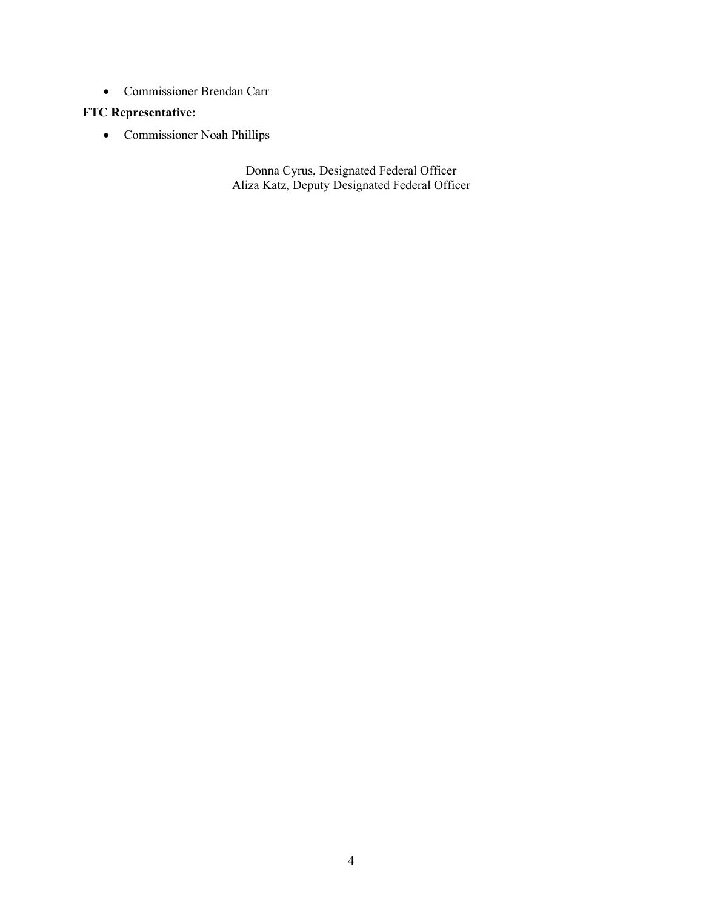- Commissioner Brendan Carr

**FTC Representative:**

- Commissioner Noah Phillips

Donna Cyrus, Designated Federal Officer
Aliza Katz, Deputy Designated Federal Officer